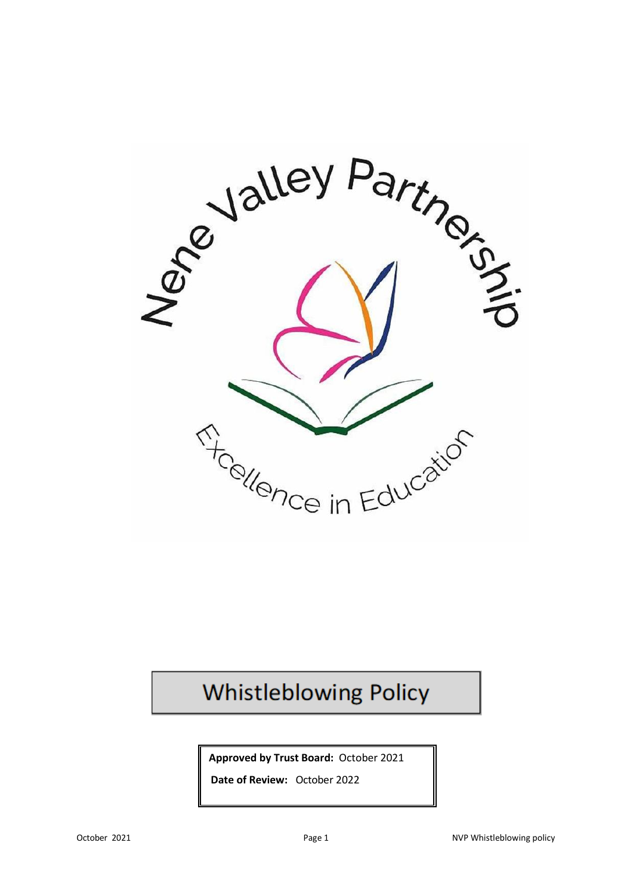Nene Valley Partnership

Excellence in Education

# Whistleblowing Policy

**Approved by Trust Board:** October 2021

**Date of Review:** October 2022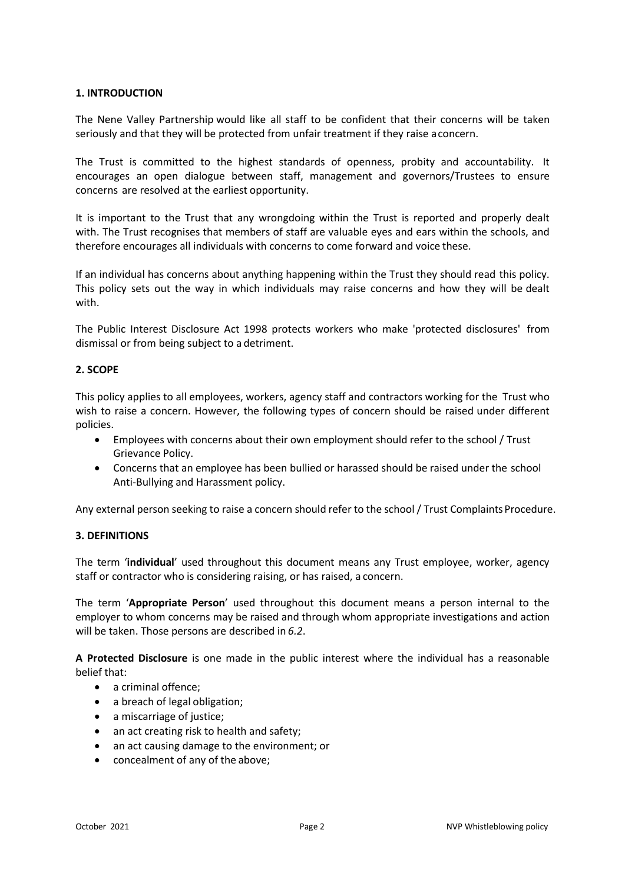## 1. INTRODUCTION

The Nene Valley Partnership would like all staff to be confident that their concerns will be taken seriously and that they will be protected from unfair treatment if they raise a concern.

The Trust is committed to the highest standards of openness, probity and accountability. It encourages an open dialogue between staff, management and governors/Trustees to ensure concerns are resolved at the earliest opportunity.

It is important to the Trust that any wrongdoing within the Trust is reported and properly dealt with. The Trust recognises that members of staff are valuable eyes and ears within the schools, and therefore encourages all individuals with concerns to come forward and voice these.

If an individual has concerns about anything happening within the Trust they should read this policy. This policy sets out the way in which individuals may raise concerns and how they will be dealt with.

The Public Interest Disclosure Act 1998 protects workers who make 'protected disclosures' from dismissal or from being subject to a detriment.

## 2. SCOPE

This policy applies to all employees, workers, agency staff and contractors working for the Trust who wish to raise a concern. However, the following types of concern should be raised under different policies.

- Employees with concerns about their own employment should refer to the school / Trust Grievance Policy.
- Concerns that an employee has been bullied or harassed should be raised under the school Anti-Bullying and Harassment policy.

Any external person seeking to raise a concern should refer to the school / Trust Complaints Procedure.

## 3. DEFINITIONS

The term '**individual**' used throughout this document means any Trust employee, worker, agency staff or contractor who is considering raising, or has raised, a concern.

The term '**Appropriate Person**' used throughout this document means a person internal to the employer to whom concerns may be raised and through whom appropriate investigations and action will be taken. Those persons are described in *6.2*.

**A Protected Disclosure** is one made in the public interest where the individual has a reasonable belief that:

- a criminal offence;
- a breach of legal obligation;
- a miscarriage of justice;
- an act creating risk to health and safety;
- an act causing damage to the environment; or
- concealment of any of the above;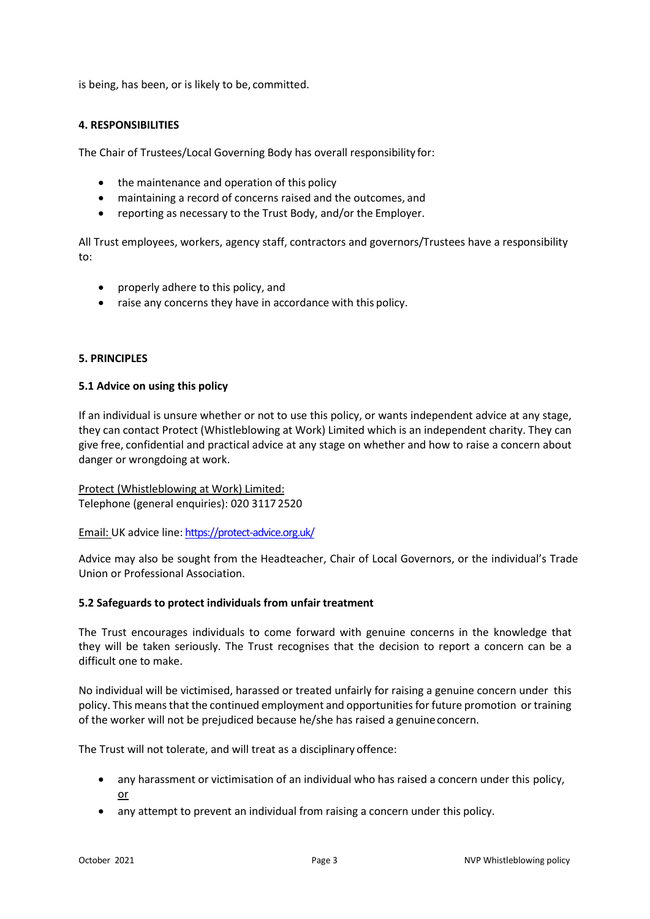is being, has been, or is likely to be, committed.

**4. RESPONSIBILITIES**

The Chair of Trustees/Local Governing Body has overall responsibility for:

- the maintenance and operation of this policy
- maintaining a record of concerns raised and the outcomes, and
- reporting as necessary to the Trust Body, and/or the Employer.

All Trust employees, workers, agency staff, contractors and governors/Trustees have a responsibility to:

- properly adhere to this policy, and
- raise any concerns they have in accordance with this policy.

**5. PRINCIPLES**

**5.1 Advice on using this policy**

If an individual is unsure whether or not to use this policy, or wants independent advice at any stage, they can contact Protect (Whistleblowing at Work) Limited which is an independent charity. They can give free, confidential and practical advice at any stage on whether and how to raise a concern about danger or wrongdoing at work.

<u>Protect (Whistleblowing at Work) Limited:</u>
Telephone (general enquiries): 020 3117 2520

<u>Email:</u> UK advice line: https://protect-advice.org.uk/

Advice may also be sought from the Headteacher, Chair of Local Governors, or the individual's Trade Union or Professional Association.

**5.2 Safeguards to protect individuals from unfair treatment**

The Trust encourages individuals to come forward with genuine concerns in the knowledge that they will be taken seriously. The Trust recognises that the decision to report a concern can be a difficult one to make.

No individual will be victimised, harassed or treated unfairly for raising a genuine concern under this policy. This means that the continued employment and opportunities for future promotion or training of the worker will not be prejudiced because he/she has raised a genuine concern.

The Trust will not tolerate, and will treat as a disciplinary offence:

- any harassment or victimisation of an individual who has raised a concern under this policy, <u>or</u>
- any attempt to prevent an individual from raising a concern under this policy.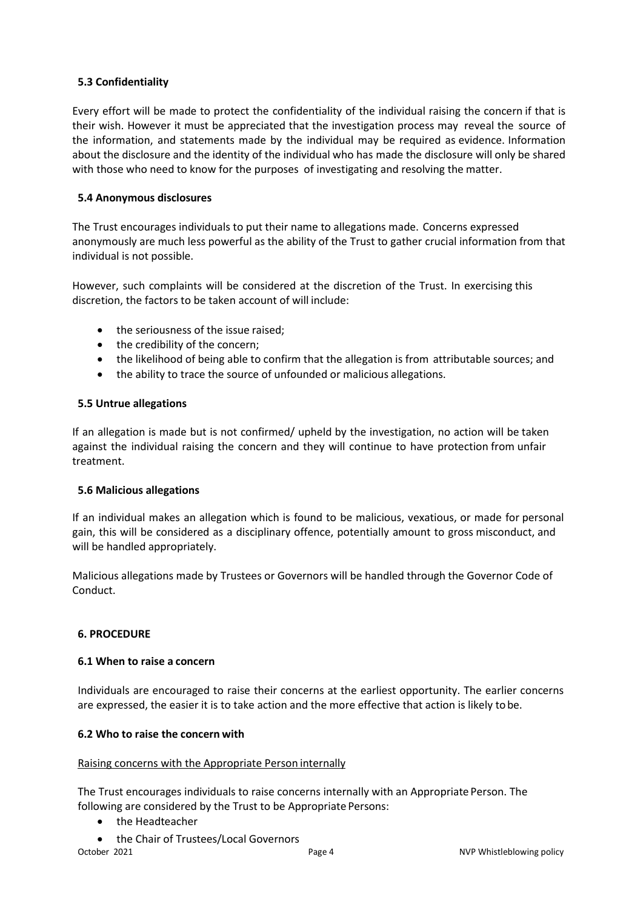### 5.3 Confidentiality

Every effort will be made to protect the confidentiality of the individual raising the concern if that is their wish. However it must be appreciated that the investigation process may reveal the source of the information, and statements made by the individual may be required as evidence. Information about the disclosure and the identity of the individual who has made the disclosure will only be shared with those who need to know for the purposes of investigating and resolving the matter.

### 5.4 Anonymous disclosures

The Trust encourages individuals to put their name to allegations made. Concerns expressed anonymously are much less powerful as the ability of the Trust to gather crucial information from that individual is not possible.

However, such complaints will be considered at the discretion of the Trust. In exercising this discretion, the factors to be taken account of will include:

- the seriousness of the issue raised;
- the credibility of the concern;
- the likelihood of being able to confirm that the allegation is from attributable sources; and
- the ability to trace the source of unfounded or malicious allegations.

### 5.5 Untrue allegations

If an allegation is made but is not confirmed/ upheld by the investigation, no action will be taken against the individual raising the concern and they will continue to have protection from unfair treatment.

### 5.6 Malicious allegations

If an individual makes an allegation which is found to be malicious, vexatious, or made for personal gain, this will be considered as a disciplinary offence, potentially amount to gross misconduct, and will be handled appropriately.

Malicious allegations made by Trustees or Governors will be handled through the Governor Code of Conduct.

## 6. PROCEDURE

### 6.1 When to raise a concern

Individuals are encouraged to raise their concerns at the earliest opportunity. The earlier concerns are expressed, the easier it is to take action and the more effective that action is likely to be.

### 6.2 Who to raise the concern with

Raising concerns with the Appropriate Person internally

The Trust encourages individuals to raise concerns internally with an Appropriate Person. The following are considered by the Trust to be Appropriate Persons:

- the Headteacher
- the Chair of Trustees/Local Governors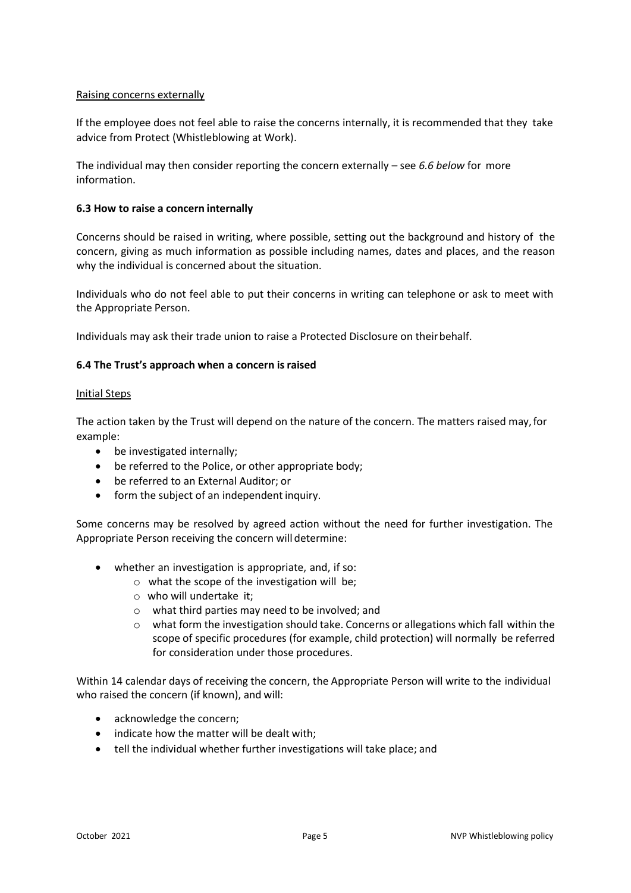Raising concerns externally

If the employee does not feel able to raise the concerns internally, it is recommended that they take advice from Protect (Whistleblowing at Work).

The individual may then consider reporting the concern externally – see *6.6 below* for more information.

### 6.3 How to raise a concern internally

Concerns should be raised in writing, where possible, setting out the background and history of the concern, giving as much information as possible including names, dates and places, and the reason why the individual is concerned about the situation.

Individuals who do not feel able to put their concerns in writing can telephone or ask to meet with the Appropriate Person.

Individuals may ask their trade union to raise a Protected Disclosure on their behalf.

### 6.4 The Trust's approach when a concern is raised

Initial Steps

The action taken by the Trust will depend on the nature of the concern. The matters raised may, for example:

- be investigated internally;
- be referred to the Police, or other appropriate body;
- be referred to an External Auditor; or
- form the subject of an independent inquiry.

Some concerns may be resolved by agreed action without the need for further investigation. The Appropriate Person receiving the concern will determine:

- whether an investigation is appropriate, and, if so:
  - what the scope of the investigation will be;
  - who will undertake it;
  - what third parties may need to be involved; and
  - what form the investigation should take. Concerns or allegations which fall within the scope of specific procedures (for example, child protection) will normally be referred for consideration under those procedures.

Within 14 calendar days of receiving the concern, the Appropriate Person will write to the individual who raised the concern (if known), and will:

- acknowledge the concern;
- indicate how the matter will be dealt with;
- tell the individual whether further investigations will take place; and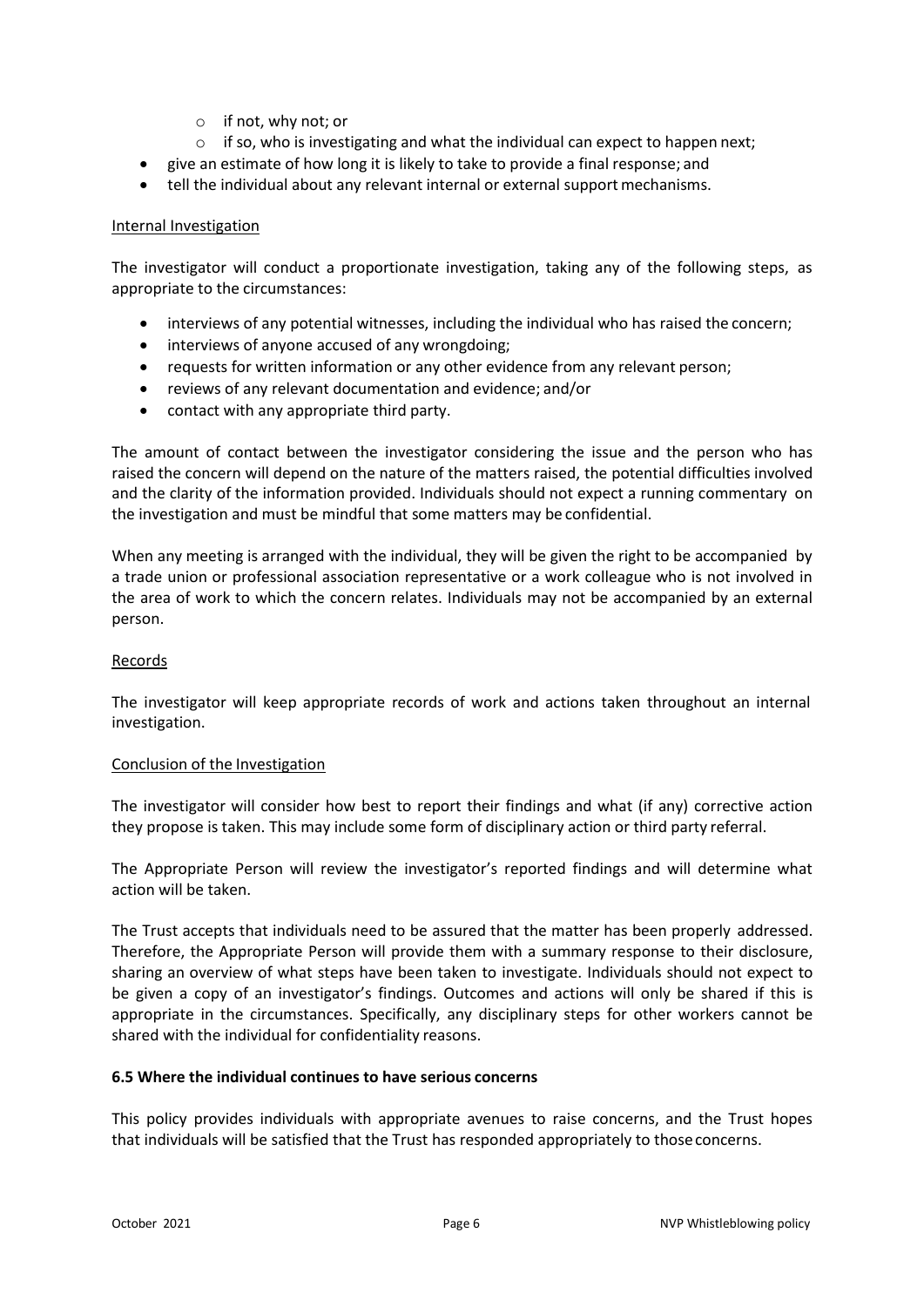- if not, why not; or
    - if so, who is investigating and what the individual can expect to happen next;
- give an estimate of how long it is likely to take to provide a final response; and
- tell the individual about any relevant internal or external support mechanisms.

Internal Investigation

The investigator will conduct a proportionate investigation, taking any of the following steps, as appropriate to the circumstances:

- interviews of any potential witnesses, including the individual who has raised the concern;
- interviews of anyone accused of any wrongdoing;
- requests for written information or any other evidence from any relevant person;
- reviews of any relevant documentation and evidence; and/or
- contact with any appropriate third party.

The amount of contact between the investigator considering the issue and the person who has raised the concern will depend on the nature of the matters raised, the potential difficulties involved and the clarity of the information provided. Individuals should not expect a running commentary on the investigation and must be mindful that some matters may be confidential.

When any meeting is arranged with the individual, they will be given the right to be accompanied by a trade union or professional association representative or a work colleague who is not involved in the area of work to which the concern relates. Individuals may not be accompanied by an external person.

Records

The investigator will keep appropriate records of work and actions taken throughout an internal investigation.

Conclusion of the Investigation

The investigator will consider how best to report their findings and what (if any) corrective action they propose is taken. This may include some form of disciplinary action or third party referral.

The Appropriate Person will review the investigator's reported findings and will determine what action will be taken.

The Trust accepts that individuals need to be assured that the matter has been properly addressed. Therefore, the Appropriate Person will provide them with a summary response to their disclosure, sharing an overview of what steps have been taken to investigate. Individuals should not expect to be given a copy of an investigator's findings. Outcomes and actions will only be shared if this is appropriate in the circumstances. Specifically, any disciplinary steps for other workers cannot be shared with the individual for confidentiality reasons.

**6.5 Where the individual continues to have serious concerns**

This policy provides individuals with appropriate avenues to raise concerns, and the Trust hopes that individuals will be satisfied that the Trust has responded appropriately to those concerns.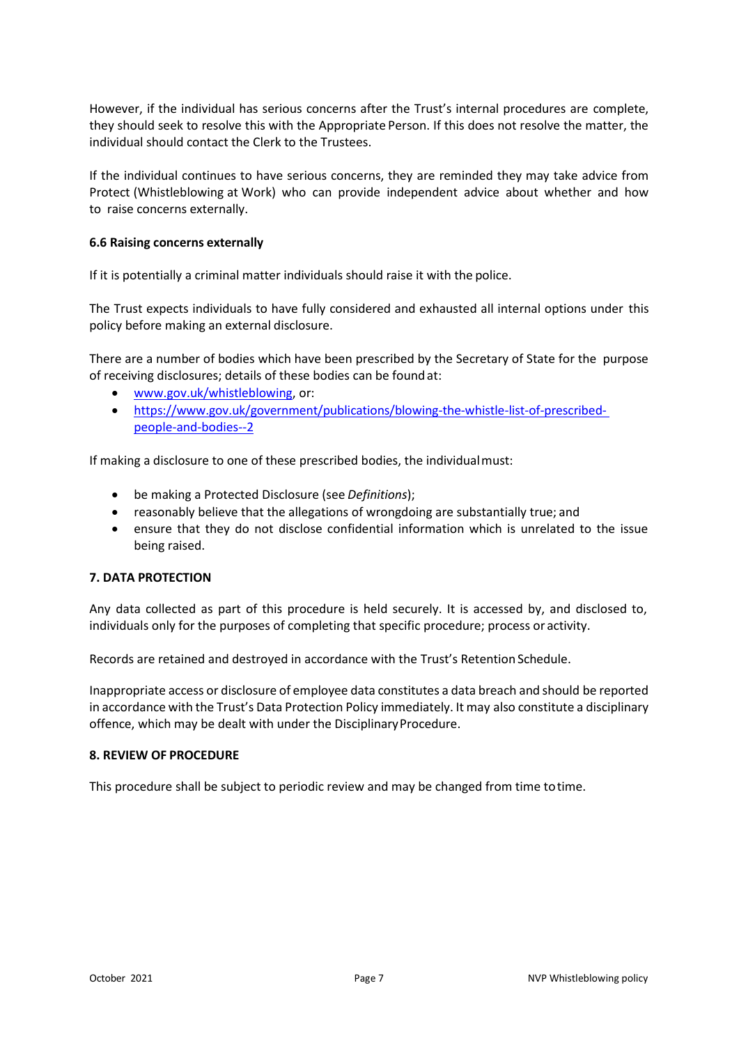However, if the individual has serious concerns after the Trust's internal procedures are complete, they should seek to resolve this with the Appropriate Person. If this does not resolve the matter, the individual should contact the Clerk to the Trustees.

If the individual continues to have serious concerns, they are reminded they may take advice from Protect (Whistleblowing at Work) who can provide independent advice about whether and how to raise concerns externally.

### 6.6 Raising concerns externally

If it is potentially a criminal matter individuals should raise it with the police.

The Trust expects individuals to have fully considered and exhausted all internal options under this policy before making an external disclosure.

There are a number of bodies which have been prescribed by the Secretary of State for the purpose of receiving disclosures; details of these bodies can be found at:

- [www.gov.uk/whistleblowing](http://www.gov.uk/whistleblowing), or:
- [https://www.gov.uk/government/publications/blowing-the-whistle-list-of-prescribed-people-and-bodies--2](https://www.gov.uk/government/publications/blowing-the-whistle-list-of-prescribed-people-and-bodies--2)

If making a disclosure to one of these prescribed bodies, the individual must:

- be making a Protected Disclosure (see *Definitions*);
- reasonably believe that the allegations of wrongdoing are substantially true; and
- ensure that they do not disclose confidential information which is unrelated to the issue being raised.

## 7. DATA PROTECTION

Any data collected as part of this procedure is held securely. It is accessed by, and disclosed to, individuals only for the purposes of completing that specific procedure; process or activity.

Records are retained and destroyed in accordance with the Trust's Retention Schedule.

Inappropriate access or disclosure of employee data constitutes a data breach and should be reported in accordance with the Trust's Data Protection Policy immediately. It may also constitute a disciplinary offence, which may be dealt with under the Disciplinary Procedure.

## 8. REVIEW OF PROCEDURE

This procedure shall be subject to periodic review and may be changed from time to time.